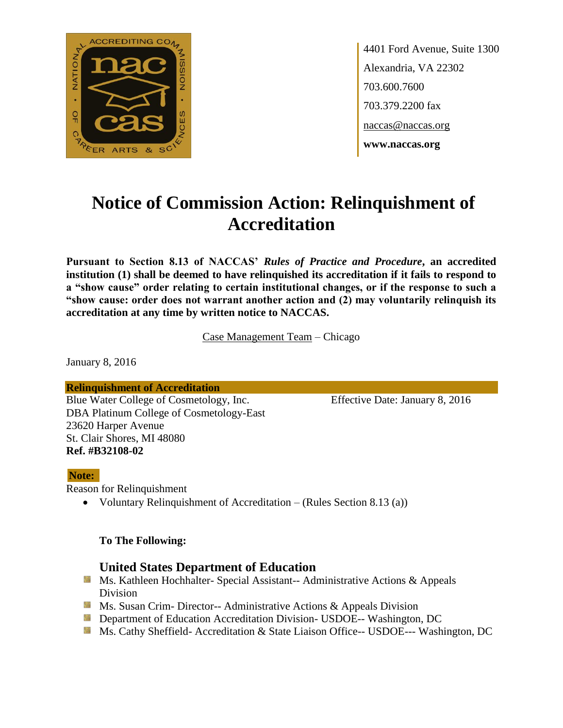4401 Ford Avenue, Suite 1300
Alexandria, VA 22302
703.600.7600
703.379.2200 fax
naccas@naccas.org
**www.naccas.org**

# Notice of Commission Action: Relinquishment of Accreditation

**Pursuant to Section 8.13 of NACCAS' *Rules of Practice and Procedure*, an accredited institution (1) shall be deemed to have relinquished its accreditation if it fails to respond to a "show cause" order relating to certain institutional changes, or if the response to such a "show cause: order does not warrant another action and (2) may voluntarily relinquish its accreditation at any time by written notice to NACCAS.**

Case Management Team – Chicago

January 8, 2016

**Relinquishment of Accreditation**

Blue Water College of Cosmetology, Inc.
DBA Platinum College of Cosmetology-East
23620 Harper Avenue
St. Clair Shores, MI 48080
**Ref. #B32108-02**

Effective Date: January 8, 2016

**Note:**

Reason for Relinquishment

- Voluntary Relinquishment of Accreditation – (Rules Section 8.13 (a))

**To The Following:**

### United States Department of Education

- Ms. Kathleen Hochhalter- Special Assistant-- Administrative Actions & Appeals Division
- Ms. Susan Crim- Director-- Administrative Actions & Appeals Division
- Department of Education Accreditation Division- USDOE-- Washington, DC
- Ms. Cathy Sheffield- Accreditation & State Liaison Office-- USDOE--- Washington, DC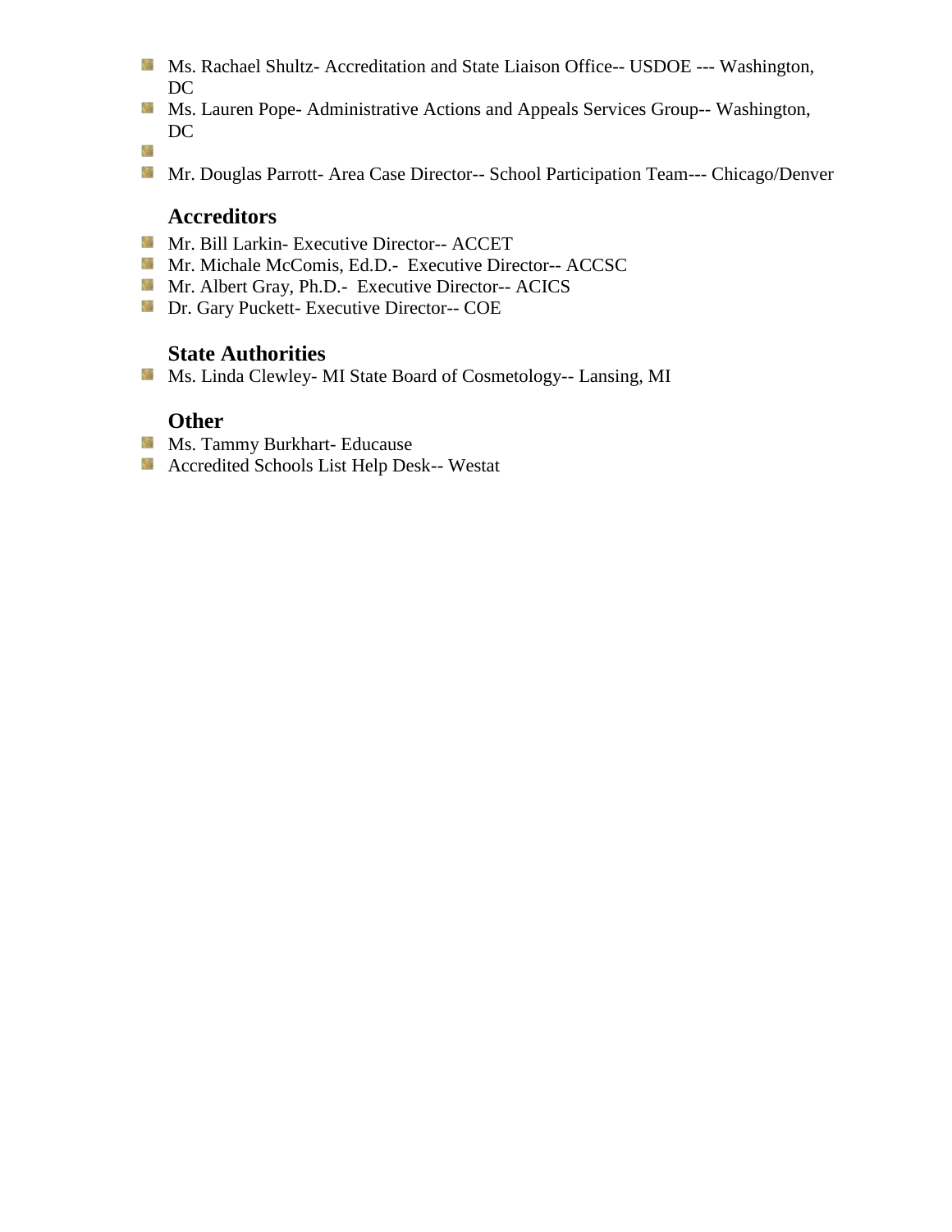- Ms. Rachael Shultz- Accreditation and State Liaison Office-- USDOE --- Washington, DC
- Ms. Lauren Pope- Administrative Actions and Appeals Services Group-- Washington, DC
-
- Mr. Douglas Parrott- Area Case Director-- School Participation Team--- Chicago/Denver

### Accreditors

- Mr. Bill Larkin- Executive Director-- ACCET
- Mr. Michale McComis, Ed.D.- Executive Director-- ACCSC
- Mr. Albert Gray, Ph.D.- Executive Director-- ACICS
- Dr. Gary Puckett- Executive Director-- COE

### State Authorities

- Ms. Linda Clewley- MI State Board of Cosmetology-- Lansing, MI

### Other

- Ms. Tammy Burkhart- Educause
- Accredited Schools List Help Desk-- Westat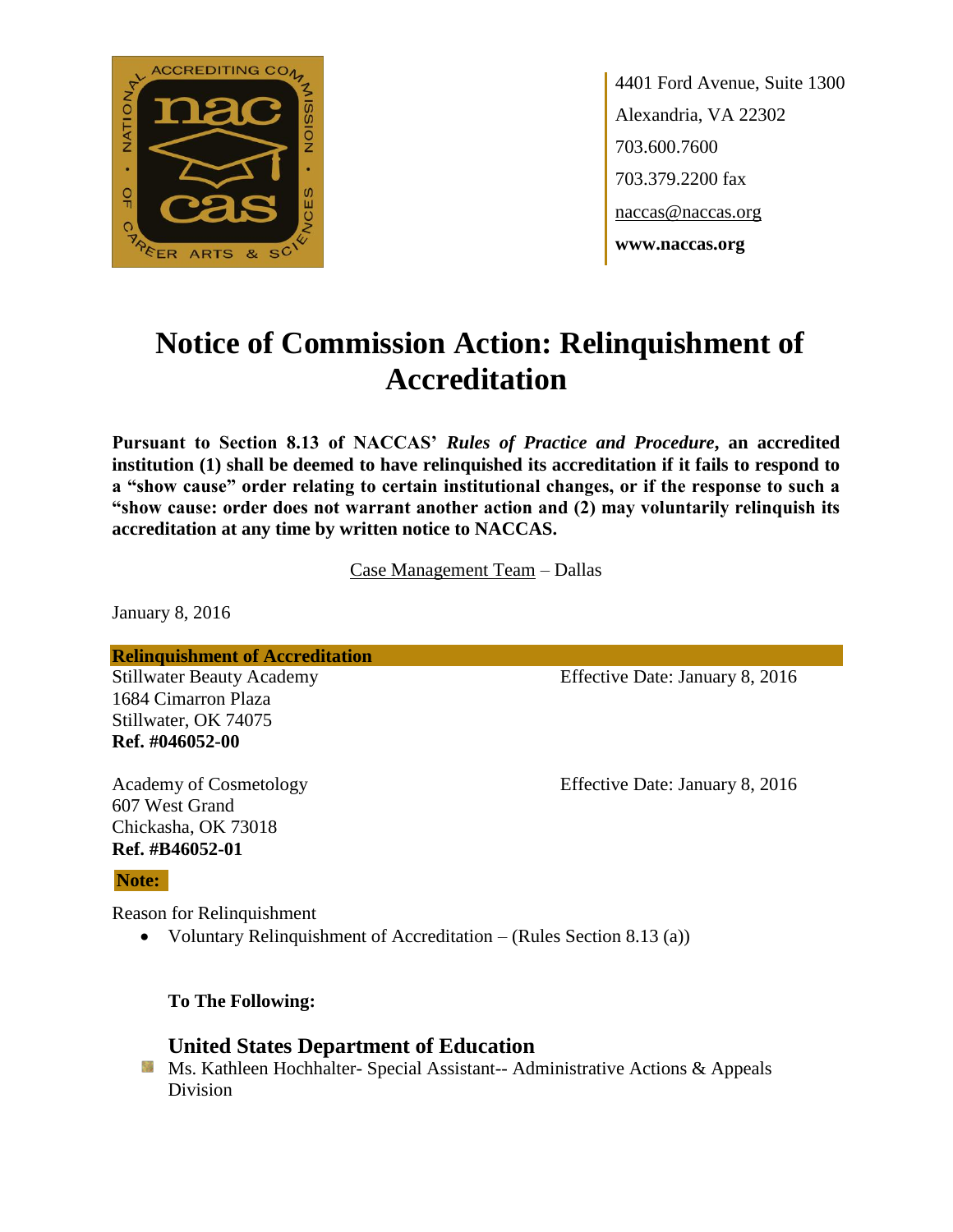4401 Ford Avenue, Suite 1300
Alexandria, VA 22302
703.600.7600
703.379.2200 fax
naccas@naccas.org
**www.naccas.org**

# Notice of Commission Action: Relinquishment of Accreditation

**Pursuant to Section 8.13 of NACCAS' *Rules of Practice and Procedure*, an accredited institution (1) shall be deemed to have relinquished its accreditation if it fails to respond to a "show cause" order relating to certain institutional changes, or if the response to such a "show cause: order does not warrant another action and (2) may voluntarily relinquish its accreditation at any time by written notice to NACCAS.**

Case Management Team – Dallas

January 8, 2016

**Relinquishment of Accreditation**

Stillwater Beauty Academy
1684 Cimarron Plaza
Stillwater, OK 74075
**Ref. #046052-00**

Effective Date: January 8, 2016

Academy of Cosmetology
607 West Grand
Chickasha, OK 73018
**Ref. #B46052-01**

Effective Date: January 8, 2016

**Note:**

Reason for Relinquishment

- Voluntary Relinquishment of Accreditation – (Rules Section 8.13 (a))

**To The Following:**

### United States Department of Education

- Ms. Kathleen Hochhalter- Special Assistant-- Administrative Actions & Appeals Division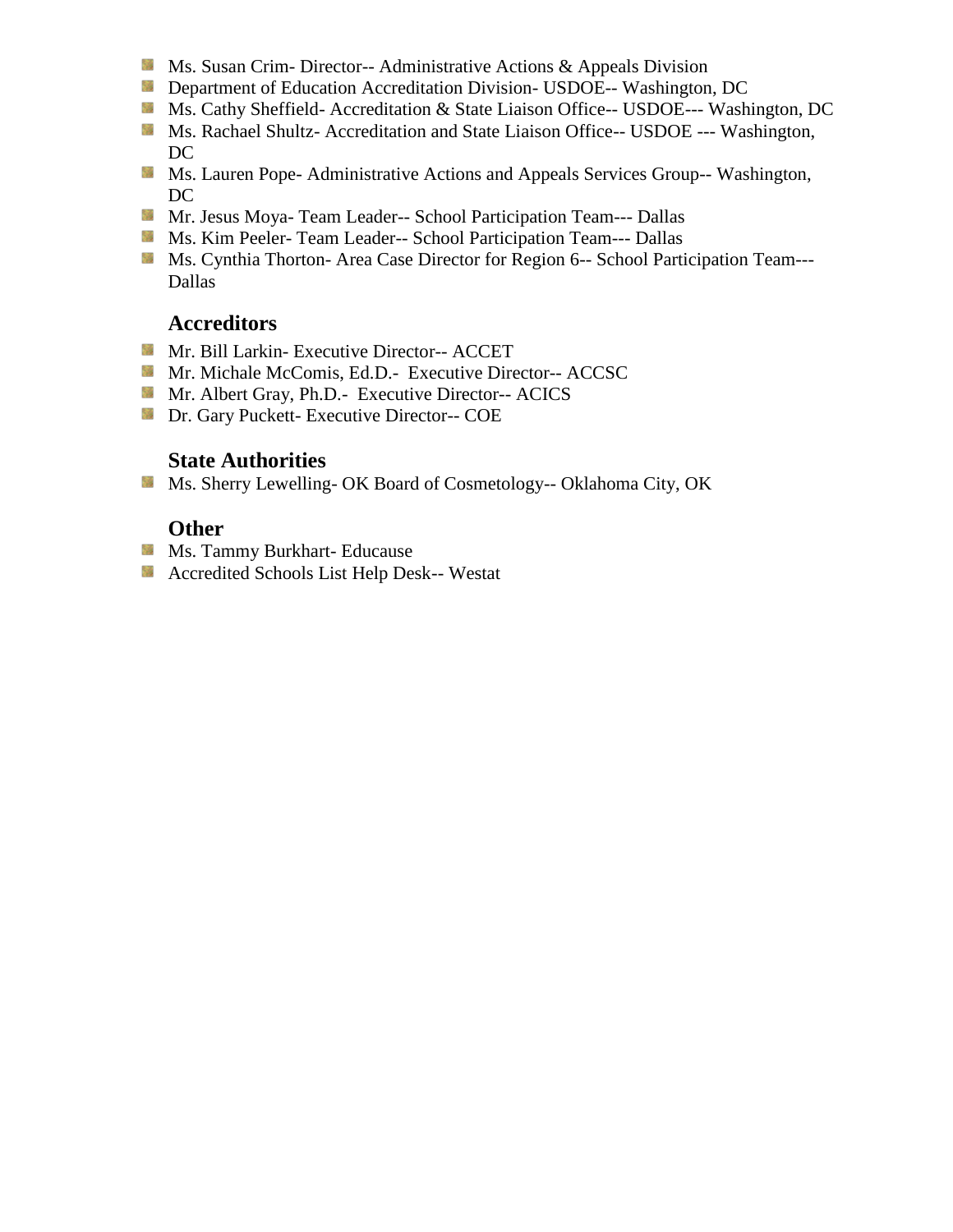- Ms. Susan Crim- Director-- Administrative Actions & Appeals Division
- Department of Education Accreditation Division- USDOE-- Washington, DC
- Ms. Cathy Sheffield- Accreditation & State Liaison Office-- USDOE--- Washington, DC
- Ms. Rachael Shultz- Accreditation and State Liaison Office-- USDOE --- Washington, DC
- Ms. Lauren Pope- Administrative Actions and Appeals Services Group-- Washington, DC
- Mr. Jesus Moya- Team Leader-- School Participation Team--- Dallas
- Ms. Kim Peeler- Team Leader-- School Participation Team--- Dallas
- Ms. Cynthia Thorton- Area Case Director for Region 6-- School Participation Team--- Dallas

### Accreditors

- Mr. Bill Larkin- Executive Director-- ACCET
- Mr. Michale McComis, Ed.D.- Executive Director-- ACCSC
- Mr. Albert Gray, Ph.D.- Executive Director-- ACICS
- Dr. Gary Puckett- Executive Director-- COE

### State Authorities

- Ms. Sherry Lewelling- OK Board of Cosmetology-- Oklahoma City, OK

### Other

- Ms. Tammy Burkhart- Educause
- Accredited Schools List Help Desk-- Westat